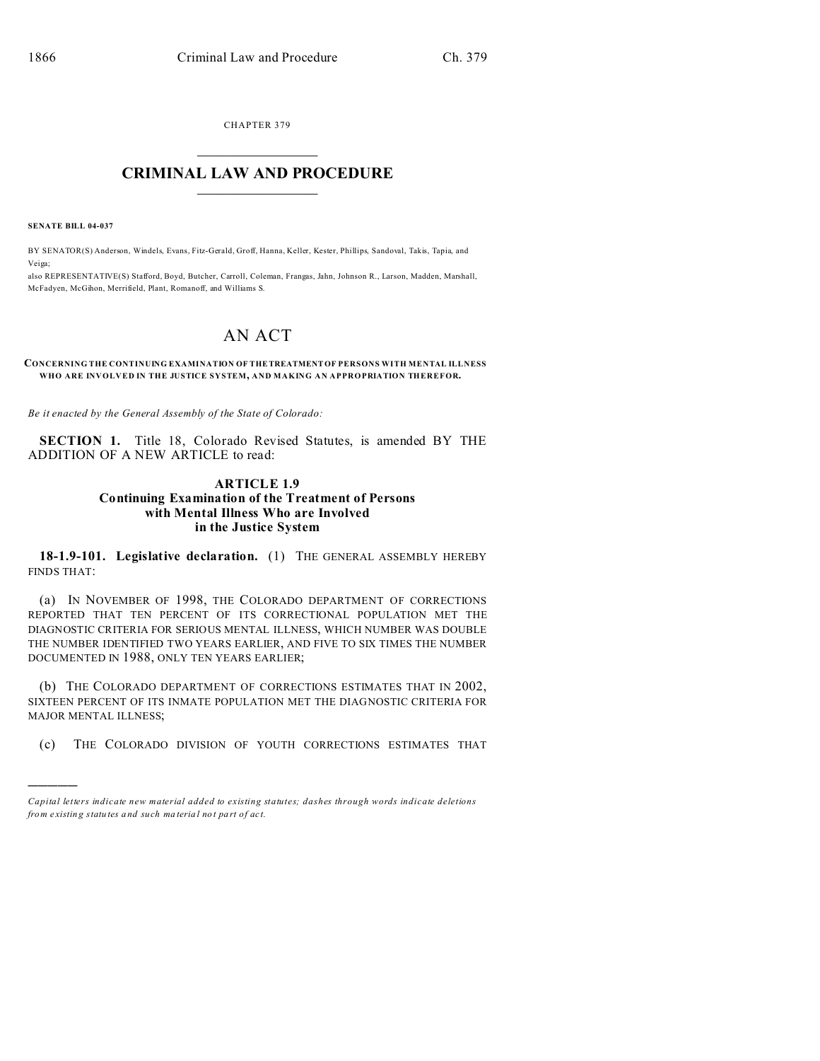CHAPTER 379

# CRIMINAL LAW AND PROCEDURE

**SENATE BILL 04-037**

BY SENATOR(S) Anderson, Windels, Evans, Fitz-Gerald, Groff, Hanna, Keller, Kester, Phillips, Sandoval, Takis, Tapia, and Veiga;

also REPRESENTATIVE(S) Stafford, Boyd, Butcher, Carroll, Coleman, Frangas, Jahn, Johnson R., Larson, Madden, Marshall, McFadyen, McGihon, Merrifield, Plant, Romanoff, and Williams S.

## AN ACT

**CONCERNING THE CONTINUING EXAMINATION OF THE TREATMENT OF PERSONS WITH MENTAL ILLNESS WHO ARE INVOLVED IN THE JUSTICE SYSTEM, AND MAKING AN APPROPRIATION THEREFOR.**

*Be it enacted by the General Assembly of the State of Colorado:*

**SECTION 1.** Title 18, Colorado Revised Statutes, is amended BY THE ADDITION OF A NEW ARTICLE to read:

### ARTICLE 1.9
### Continuing Examination of the Treatment of Persons with Mental Illness Who are Involved in the Justice System

**18-1.9-101. Legislative declaration.** (1) THE GENERAL ASSEMBLY HEREBY FINDS THAT:

(a) IN NOVEMBER OF 1998, THE COLORADO DEPARTMENT OF CORRECTIONS REPORTED THAT TEN PERCENT OF ITS CORRECTIONAL POPULATION MET THE DIAGNOSTIC CRITERIA FOR SERIOUS MENTAL ILLNESS, WHICH NUMBER WAS DOUBLE THE NUMBER IDENTIFIED TWO YEARS EARLIER, AND FIVE TO SIX TIMES THE NUMBER DOCUMENTED IN 1988, ONLY TEN YEARS EARLIER;

(b) THE COLORADO DEPARTMENT OF CORRECTIONS ESTIMATES THAT IN 2002, SIXTEEN PERCENT OF ITS INMATE POPULATION MET THE DIAGNOSTIC CRITERIA FOR MAJOR MENTAL ILLNESS;

(c) THE COLORADO DIVISION OF YOUTH CORRECTIONS ESTIMATES THAT

---

*Capital letters indicate new material added to existing statutes; dashes through words indicate deletions from existing statutes and such material not part of act.*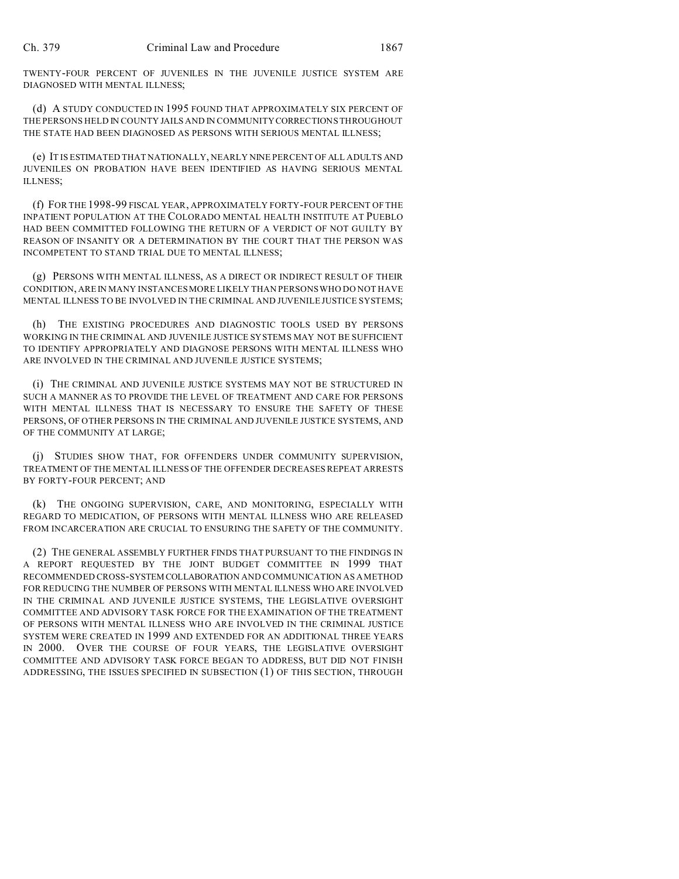TWENTY-FOUR PERCENT OF JUVENILES IN THE JUVENILE JUSTICE SYSTEM ARE DIAGNOSED WITH MENTAL ILLNESS;

(d) A STUDY CONDUCTED IN 1995 FOUND THAT APPROXIMATELY SIX PERCENT OF THE PERSONS HELD IN COUNTY JAILS AND IN COMMUNITY CORRECTIONS THROUGHOUT THE STATE HAD BEEN DIAGNOSED AS PERSONS WITH SERIOUS MENTAL ILLNESS;

(e) IT IS ESTIMATED THAT NATIONALLY, NEARLY NINE PERCENT OF ALL ADULTS AND JUVENILES ON PROBATION HAVE BEEN IDENTIFIED AS HAVING SERIOUS MENTAL ILLNESS;

(f) FOR THE 1998-99 FISCAL YEAR, APPROXIMATELY FORTY-FOUR PERCENT OF THE INPATIENT POPULATION AT THE COLORADO MENTAL HEALTH INSTITUTE AT PUEBLO HAD BEEN COMMITTED FOLLOWING THE RETURN OF A VERDICT OF NOT GUILTY BY REASON OF INSANITY OR A DETERMINATION BY THE COURT THAT THE PERSON WAS INCOMPETENT TO STAND TRIAL DUE TO MENTAL ILLNESS;

(g) PERSONS WITH MENTAL ILLNESS, AS A DIRECT OR INDIRECT RESULT OF THEIR CONDITION, ARE IN MANY INSTANCES MORE LIKELY THAN PERSONS WHO DO NOT HAVE MENTAL ILLNESS TO BE INVOLVED IN THE CRIMINAL AND JUVENILE JUSTICE SYSTEMS;

(h) THE EXISTING PROCEDURES AND DIAGNOSTIC TOOLS USED BY PERSONS WORKING IN THE CRIMINAL AND JUVENILE JUSTICE SYSTEMS MAY NOT BE SUFFICIENT TO IDENTIFY APPROPRIATELY AND DIAGNOSE PERSONS WITH MENTAL ILLNESS WHO ARE INVOLVED IN THE CRIMINAL AND JUVENILE JUSTICE SYSTEMS;

(i) THE CRIMINAL AND JUVENILE JUSTICE SYSTEMS MAY NOT BE STRUCTURED IN SUCH A MANNER AS TO PROVIDE THE LEVEL OF TREATMENT AND CARE FOR PERSONS WITH MENTAL ILLNESS THAT IS NECESSARY TO ENSURE THE SAFETY OF THESE PERSONS, OF OTHER PERSONS IN THE CRIMINAL AND JUVENILE JUSTICE SYSTEMS, AND OF THE COMMUNITY AT LARGE;

(j) STUDIES SHOW THAT, FOR OFFENDERS UNDER COMMUNITY SUPERVISION, TREATMENT OF THE MENTAL ILLNESS OF THE OFFENDER DECREASES REPEAT ARRESTS BY FORTY-FOUR PERCENT; AND

(k) THE ONGOING SUPERVISION, CARE, AND MONITORING, ESPECIALLY WITH REGARD TO MEDICATION, OF PERSONS WITH MENTAL ILLNESS WHO ARE RELEASED FROM INCARCERATION ARE CRUCIAL TO ENSURING THE SAFETY OF THE COMMUNITY.

(2) THE GENERAL ASSEMBLY FURTHER FINDS THAT PURSUANT TO THE FINDINGS IN A REPORT REQUESTED BY THE JOINT BUDGET COMMITTEE IN 1999 THAT RECOMMENDED CROSS-SYSTEM COLLABORATION AND COMMUNICATION AS A METHOD FOR REDUCING THE NUMBER OF PERSONS WITH MENTAL ILLNESS WHO ARE INVOLVED IN THE CRIMINAL AND JUVENILE JUSTICE SYSTEMS, THE LEGISLATIVE OVERSIGHT COMMITTEE AND ADVISORY TASK FORCE FOR THE EXAMINATION OF THE TREATMENT OF PERSONS WITH MENTAL ILLNESS WHO ARE INVOLVED IN THE CRIMINAL JUSTICE SYSTEM WERE CREATED IN 1999 AND EXTENDED FOR AN ADDITIONAL THREE YEARS IN 2000. OVER THE COURSE OF FOUR YEARS, THE LEGISLATIVE OVERSIGHT COMMITTEE AND ADVISORY TASK FORCE BEGAN TO ADDRESS, BUT DID NOT FINISH ADDRESSING, THE ISSUES SPECIFIED IN SUBSECTION (1) OF THIS SECTION, THROUGH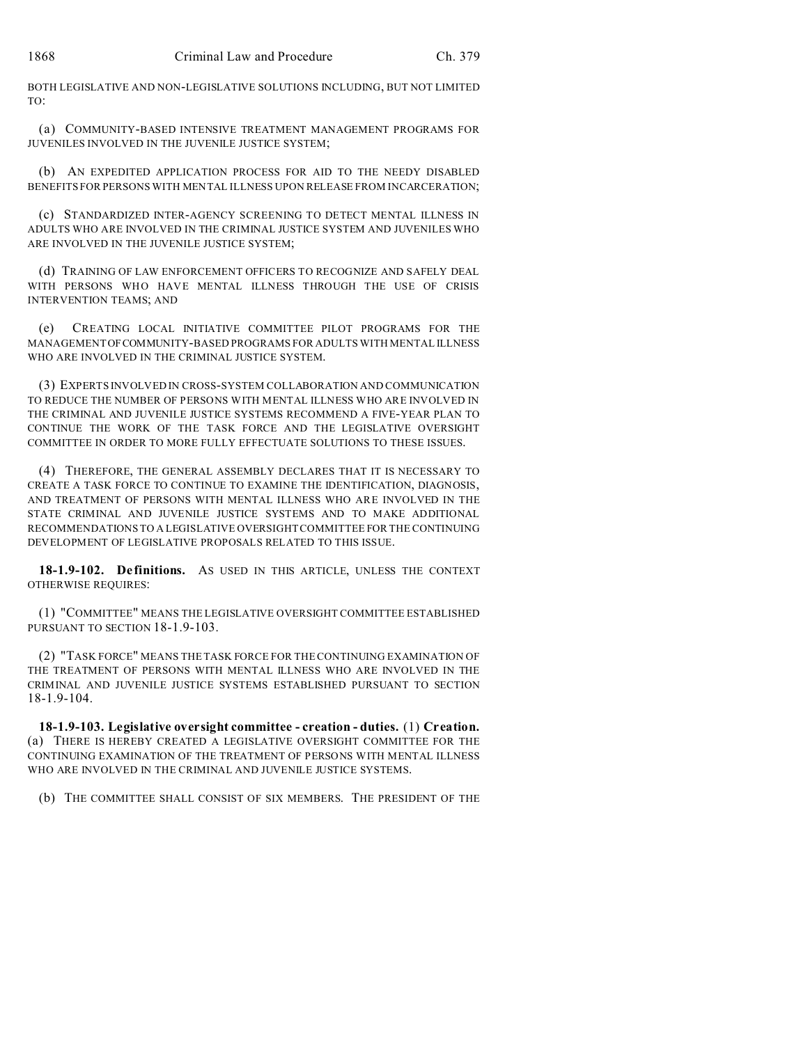BOTH LEGISLATIVE AND NON-LEGISLATIVE SOLUTIONS INCLUDING, BUT NOT LIMITED TO:

(a) COMMUNITY-BASED INTENSIVE TREATMENT MANAGEMENT PROGRAMS FOR JUVENILES INVOLVED IN THE JUVENILE JUSTICE SYSTEM;

(b) AN EXPEDITED APPLICATION PROCESS FOR AID TO THE NEEDY DISABLED BENEFITS FOR PERSONS WITH MENTAL ILLNESS UPON RELEASE FROM INCARCERATION;

(c) STANDARDIZED INTER-AGENCY SCREENING TO DETECT MENTAL ILLNESS IN ADULTS WHO ARE INVOLVED IN THE CRIMINAL JUSTICE SYSTEM AND JUVENILES WHO ARE INVOLVED IN THE JUVENILE JUSTICE SYSTEM;

(d) TRAINING OF LAW ENFORCEMENT OFFICERS TO RECOGNIZE AND SAFELY DEAL WITH PERSONS WHO HAVE MENTAL ILLNESS THROUGH THE USE OF CRISIS INTERVENTION TEAMS; AND

(e) CREATING LOCAL INITIATIVE COMMITTEE PILOT PROGRAMS FOR THE MANAGEMENT OF COMMUNITY-BASED PROGRAMS FOR ADULTS WITH MENTAL ILLNESS WHO ARE INVOLVED IN THE CRIMINAL JUSTICE SYSTEM.

(3) EXPERTS INVOLVED IN CROSS-SYSTEM COLLABORATION AND COMMUNICATION TO REDUCE THE NUMBER OF PERSONS WITH MENTAL ILLNESS WHO ARE INVOLVED IN THE CRIMINAL AND JUVENILE JUSTICE SYSTEMS RECOMMEND A FIVE-YEAR PLAN TO CONTINUE THE WORK OF THE TASK FORCE AND THE LEGISLATIVE OVERSIGHT COMMITTEE IN ORDER TO MORE FULLY EFFECTUATE SOLUTIONS TO THESE ISSUES.

(4) THEREFORE, THE GENERAL ASSEMBLY DECLARES THAT IT IS NECESSARY TO CREATE A TASK FORCE TO CONTINUE TO EXAMINE THE IDENTIFICATION, DIAGNOSIS, AND TREATMENT OF PERSONS WITH MENTAL ILLNESS WHO ARE INVOLVED IN THE STATE CRIMINAL AND JUVENILE JUSTICE SYSTEMS AND TO MAKE ADDITIONAL RECOMMENDATIONS TO A LEGISLATIVE OVERSIGHT COMMITTEE FOR THE CONTINUING DEVELOPMENT OF LEGISLATIVE PROPOSALS RELATED TO THIS ISSUE.

**18-1.9-102. Definitions.** AS USED IN THIS ARTICLE, UNLESS THE CONTEXT OTHERWISE REQUIRES:

(1) "COMMITTEE" MEANS THE LEGISLATIVE OVERSIGHT COMMITTEE ESTABLISHED PURSUANT TO SECTION 18-1.9-103.

(2) "TASK FORCE" MEANS THE TASK FORCE FOR THE CONTINUING EXAMINATION OF THE TREATMENT OF PERSONS WITH MENTAL ILLNESS WHO ARE INVOLVED IN THE CRIMINAL AND JUVENILE JUSTICE SYSTEMS ESTABLISHED PURSUANT TO SECTION 18-1.9-104.

**18-1.9-103. Legislative oversight committee - creation - duties.** (1) **Creation.** (a) THERE IS HEREBY CREATED A LEGISLATIVE OVERSIGHT COMMITTEE FOR THE CONTINUING EXAMINATION OF THE TREATMENT OF PERSONS WITH MENTAL ILLNESS WHO ARE INVOLVED IN THE CRIMINAL AND JUVENILE JUSTICE SYSTEMS.

(b) THE COMMITTEE SHALL CONSIST OF SIX MEMBERS. THE PRESIDENT OF THE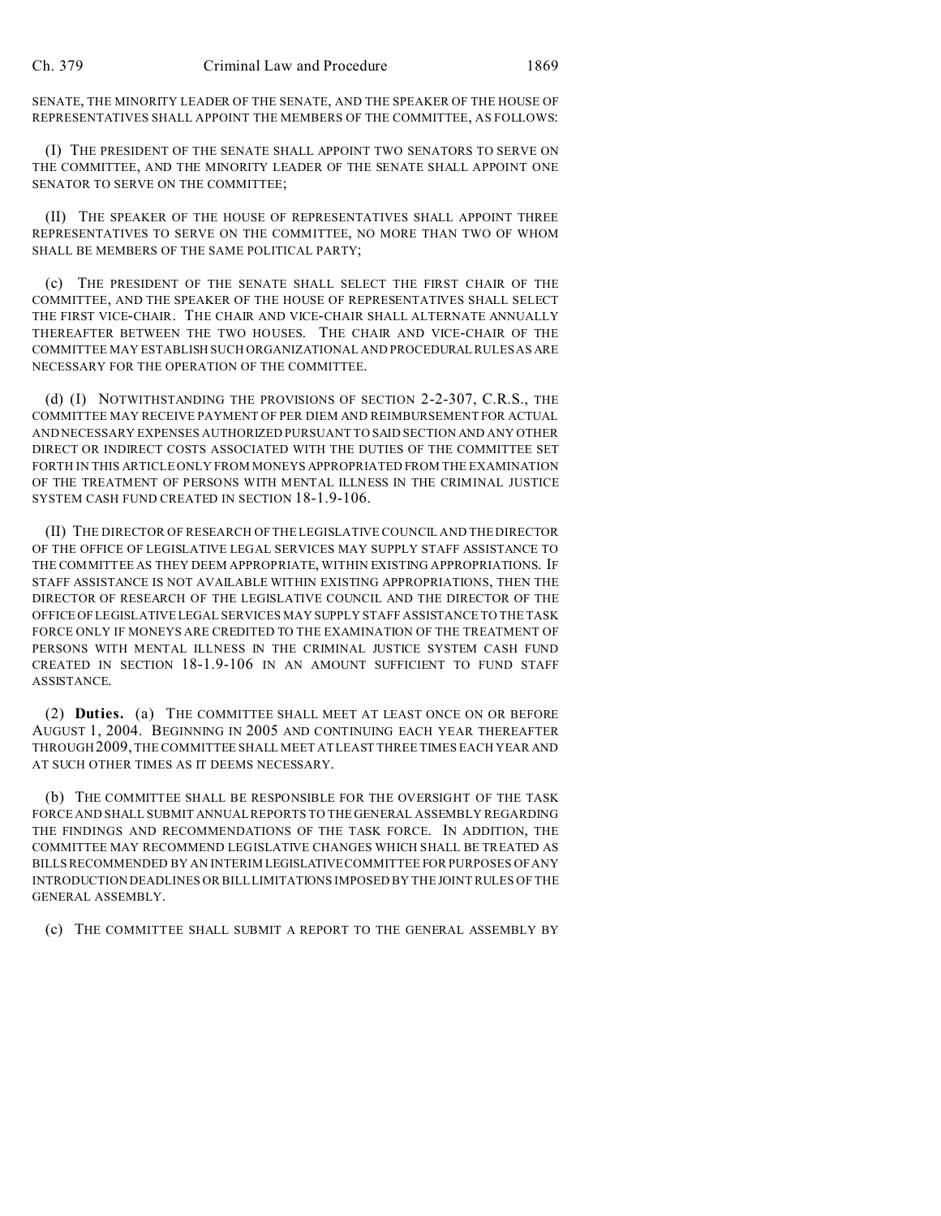SENATE, THE MINORITY LEADER OF THE SENATE, AND THE SPEAKER OF THE HOUSE OF REPRESENTATIVES SHALL APPOINT THE MEMBERS OF THE COMMITTEE, AS FOLLOWS:

(I) THE PRESIDENT OF THE SENATE SHALL APPOINT TWO SENATORS TO SERVE ON THE COMMITTEE, AND THE MINORITY LEADER OF THE SENATE SHALL APPOINT ONE SENATOR TO SERVE ON THE COMMITTEE;

(II) THE SPEAKER OF THE HOUSE OF REPRESENTATIVES SHALL APPOINT THREE REPRESENTATIVES TO SERVE ON THE COMMITTEE, NO MORE THAN TWO OF WHOM SHALL BE MEMBERS OF THE SAME POLITICAL PARTY;

(c) THE PRESIDENT OF THE SENATE SHALL SELECT THE FIRST CHAIR OF THE COMMITTEE, AND THE SPEAKER OF THE HOUSE OF REPRESENTATIVES SHALL SELECT THE FIRST VICE-CHAIR. THE CHAIR AND VICE-CHAIR SHALL ALTERNATE ANNUALLY THEREAFTER BETWEEN THE TWO HOUSES. THE CHAIR AND VICE-CHAIR OF THE COMMITTEE MAY ESTABLISH SUCH ORGANIZATIONAL AND PROCEDURAL RULES AS ARE NECESSARY FOR THE OPERATION OF THE COMMITTEE.

(d) (I) NOTWITHSTANDING THE PROVISIONS OF SECTION 2-2-307, C.R.S., THE COMMITTEE MAY RECEIVE PAYMENT OF PER DIEM AND REIMBURSEMENT FOR ACTUAL AND NECESSARY EXPENSES AUTHORIZED PURSUANT TO SAID SECTION AND ANY OTHER DIRECT OR INDIRECT COSTS ASSOCIATED WITH THE DUTIES OF THE COMMITTEE SET FORTH IN THIS ARTICLE ONLY FROM MONEYS APPROPRIATED FROM THE EXAMINATION OF THE TREATMENT OF PERSONS WITH MENTAL ILLNESS IN THE CRIMINAL JUSTICE SYSTEM CASH FUND CREATED IN SECTION 18-1.9-106.

(II) THE DIRECTOR OF RESEARCH OF THE LEGISLATIVE COUNCIL AND THE DIRECTOR OF THE OFFICE OF LEGISLATIVE LEGAL SERVICES MAY SUPPLY STAFF ASSISTANCE TO THE COMMITTEE AS THEY DEEM APPROPRIATE, WITHIN EXISTING APPROPRIATIONS. IF STAFF ASSISTANCE IS NOT AVAILABLE WITHIN EXISTING APPROPRIATIONS, THEN THE DIRECTOR OF RESEARCH OF THE LEGISLATIVE COUNCIL AND THE DIRECTOR OF THE OFFICE OF LEGISLATIVE LEGAL SERVICES MAY SUPPLY STAFF ASSISTANCE TO THE TASK FORCE ONLY IF MONEYS ARE CREDITED TO THE EXAMINATION OF THE TREATMENT OF PERSONS WITH MENTAL ILLNESS IN THE CRIMINAL JUSTICE SYSTEM CASH FUND CREATED IN SECTION 18-1.9-106 IN AN AMOUNT SUFFICIENT TO FUND STAFF ASSISTANCE.

(2) **Duties.** (a) THE COMMITTEE SHALL MEET AT LEAST ONCE ON OR BEFORE AUGUST 1, 2004. BEGINNING IN 2005 AND CONTINUING EACH YEAR THEREAFTER THROUGH 2009, THE COMMITTEE SHALL MEET AT LEAST THREE TIMES EACH YEAR AND AT SUCH OTHER TIMES AS IT DEEMS NECESSARY.

(b) THE COMMITTEE SHALL BE RESPONSIBLE FOR THE OVERSIGHT OF THE TASK FORCE AND SHALL SUBMIT ANNUAL REPORTS TO THE GENERAL ASSEMBLY REGARDING THE FINDINGS AND RECOMMENDATIONS OF THE TASK FORCE. IN ADDITION, THE COMMITTEE MAY RECOMMEND LEGISLATIVE CHANGES WHICH SHALL BE TREATED AS BILLS RECOMMENDED BY AN INTERIM LEGISLATIVE COMMITTEE FOR PURPOSES OF ANY INTRODUCTION DEADLINES OR BILL LIMITATIONS IMPOSED BY THE JOINT RULES OF THE GENERAL ASSEMBLY.

(c) THE COMMITTEE SHALL SUBMIT A REPORT TO THE GENERAL ASSEMBLY BY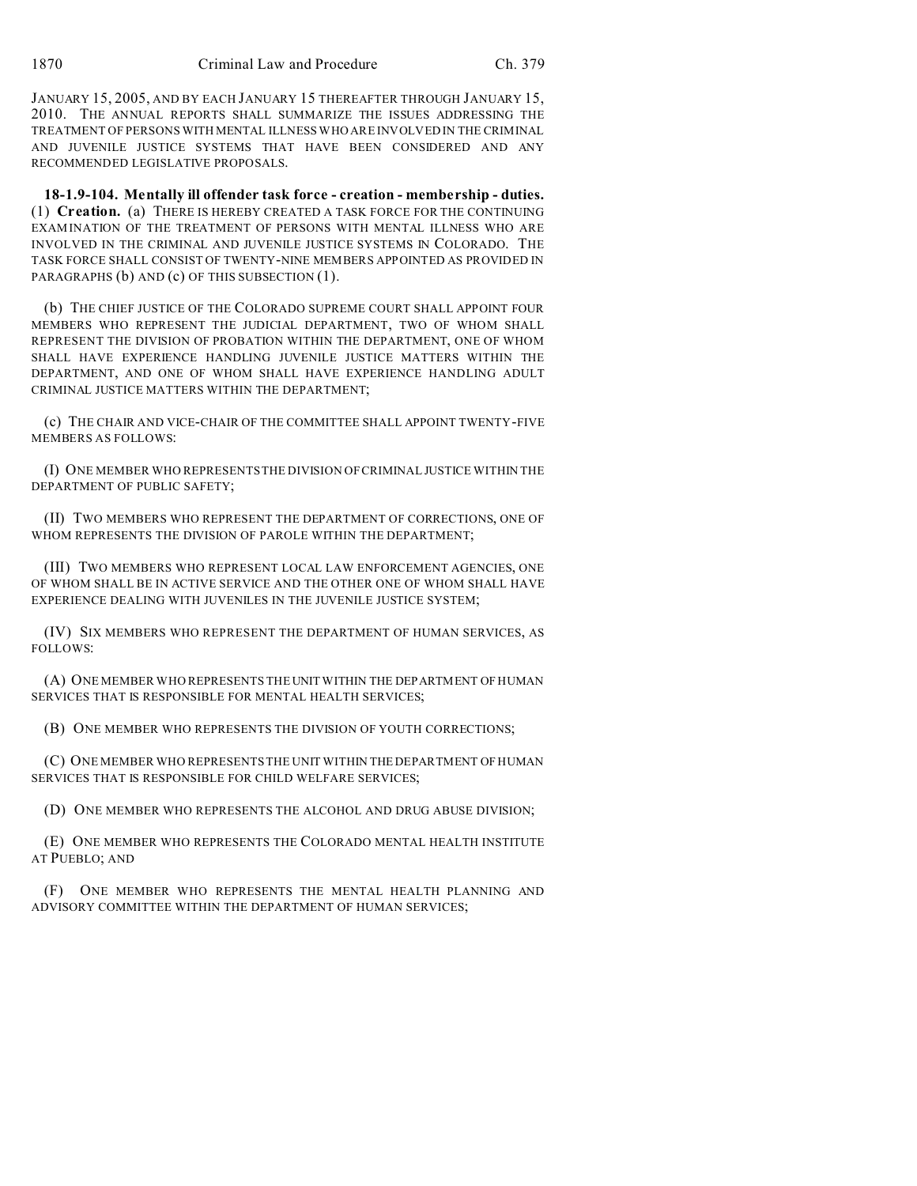JANUARY 15, 2005, AND BY EACH JANUARY 15 THEREAFTER THROUGH JANUARY 15, 2010. THE ANNUAL REPORTS SHALL SUMMARIZE THE ISSUES ADDRESSING THE TREATMENT OF PERSONS WITH MENTAL ILLNESS WHO ARE INVOLVED IN THE CRIMINAL AND JUVENILE JUSTICE SYSTEMS THAT HAVE BEEN CONSIDERED AND ANY RECOMMENDED LEGISLATIVE PROPOSALS.

**18-1.9-104. Mentally ill offender task force - creation - membership - duties.** (1) **Creation.** (a) THERE IS HEREBY CREATED A TASK FORCE FOR THE CONTINUING EXAMINATION OF THE TREATMENT OF PERSONS WITH MENTAL ILLNESS WHO ARE INVOLVED IN THE CRIMINAL AND JUVENILE JUSTICE SYSTEMS IN COLORADO. THE TASK FORCE SHALL CONSIST OF TWENTY-NINE MEMBERS APPOINTED AS PROVIDED IN PARAGRAPHS (b) AND (c) OF THIS SUBSECTION (1).

(b) THE CHIEF JUSTICE OF THE COLORADO SUPREME COURT SHALL APPOINT FOUR MEMBERS WHO REPRESENT THE JUDICIAL DEPARTMENT, TWO OF WHOM SHALL REPRESENT THE DIVISION OF PROBATION WITHIN THE DEPARTMENT, ONE OF WHOM SHALL HAVE EXPERIENCE HANDLING JUVENILE JUSTICE MATTERS WITHIN THE DEPARTMENT, AND ONE OF WHOM SHALL HAVE EXPERIENCE HANDLING ADULT CRIMINAL JUSTICE MATTERS WITHIN THE DEPARTMENT;

(c) THE CHAIR AND VICE-CHAIR OF THE COMMITTEE SHALL APPOINT TWENTY-FIVE MEMBERS AS FOLLOWS:

(I) ONE MEMBER WHO REPRESENTS THE DIVISION OF CRIMINAL JUSTICE WITHIN THE DEPARTMENT OF PUBLIC SAFETY;

(II) TWO MEMBERS WHO REPRESENT THE DEPARTMENT OF CORRECTIONS, ONE OF WHOM REPRESENTS THE DIVISION OF PAROLE WITHIN THE DEPARTMENT;

(III) TWO MEMBERS WHO REPRESENT LOCAL LAW ENFORCEMENT AGENCIES, ONE OF WHOM SHALL BE IN ACTIVE SERVICE AND THE OTHER ONE OF WHOM SHALL HAVE EXPERIENCE DEALING WITH JUVENILES IN THE JUVENILE JUSTICE SYSTEM;

(IV) SIX MEMBERS WHO REPRESENT THE DEPARTMENT OF HUMAN SERVICES, AS FOLLOWS:

(A) ONE MEMBER WHO REPRESENTS THE UNIT WITHIN THE DEPARTMENT OF HUMAN SERVICES THAT IS RESPONSIBLE FOR MENTAL HEALTH SERVICES;

(B) ONE MEMBER WHO REPRESENTS THE DIVISION OF YOUTH CORRECTIONS;

(C) ONE MEMBER WHO REPRESENTS THE UNIT WITHIN THE DEPARTMENT OF HUMAN SERVICES THAT IS RESPONSIBLE FOR CHILD WELFARE SERVICES;

(D) ONE MEMBER WHO REPRESENTS THE ALCOHOL AND DRUG ABUSE DIVISION;

(E) ONE MEMBER WHO REPRESENTS THE COLORADO MENTAL HEALTH INSTITUTE AT PUEBLO; AND

(F) ONE MEMBER WHO REPRESENTS THE MENTAL HEALTH PLANNING AND ADVISORY COMMITTEE WITHIN THE DEPARTMENT OF HUMAN SERVICES;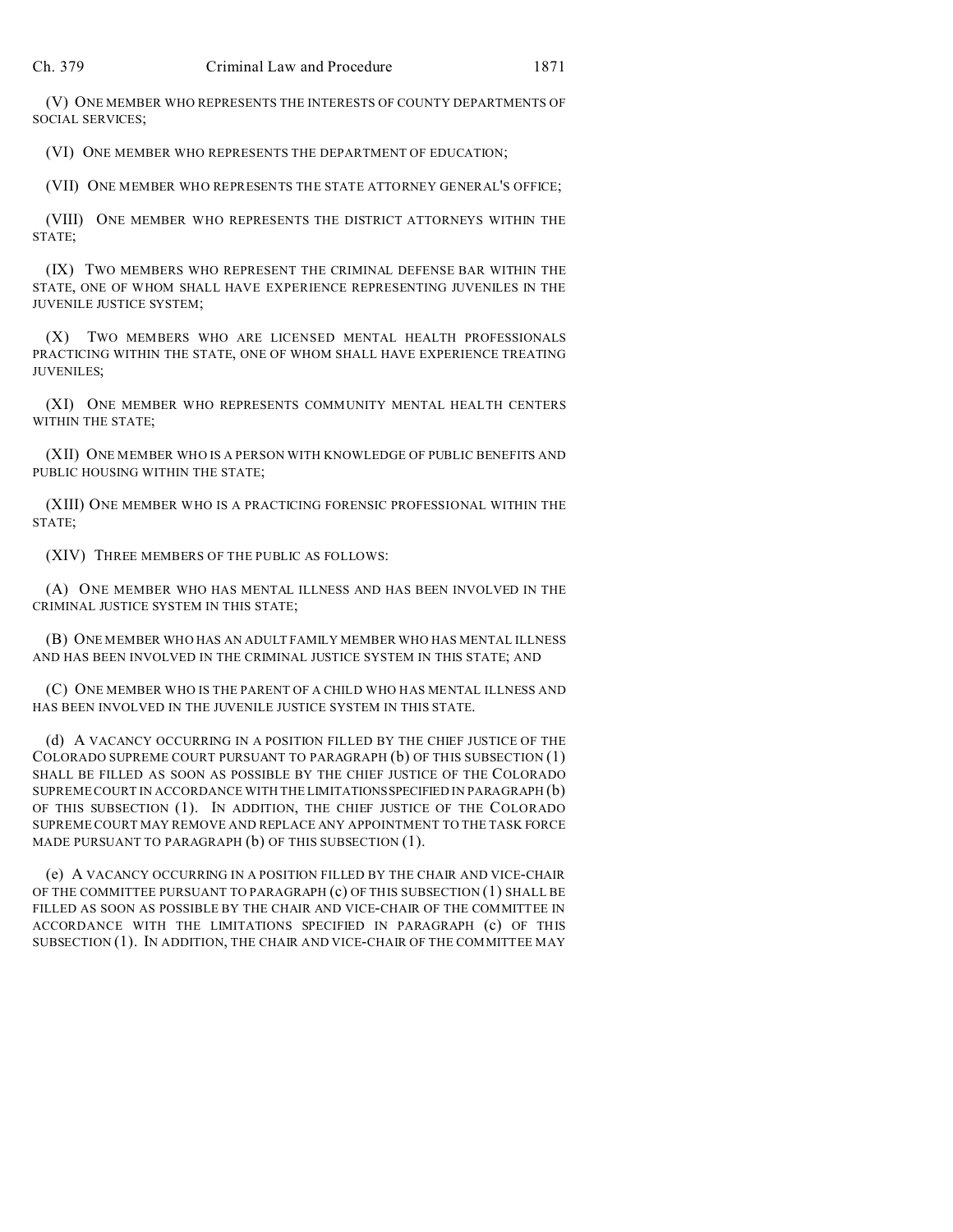(V) ONE MEMBER WHO REPRESENTS THE INTERESTS OF COUNTY DEPARTMENTS OF SOCIAL SERVICES;

(VI) ONE MEMBER WHO REPRESENTS THE DEPARTMENT OF EDUCATION;

(VII) ONE MEMBER WHO REPRESENTS THE STATE ATTORNEY GENERAL'S OFFICE;

(VIII) ONE MEMBER WHO REPRESENTS THE DISTRICT ATTORNEYS WITHIN THE STATE;

(IX) TWO MEMBERS WHO REPRESENT THE CRIMINAL DEFENSE BAR WITHIN THE STATE, ONE OF WHOM SHALL HAVE EXPERIENCE REPRESENTING JUVENILES IN THE JUVENILE JUSTICE SYSTEM;

(X) TWO MEMBERS WHO ARE LICENSED MENTAL HEALTH PROFESSIONALS PRACTICING WITHIN THE STATE, ONE OF WHOM SHALL HAVE EXPERIENCE TREATING JUVENILES;

(XI) ONE MEMBER WHO REPRESENTS COMMUNITY MENTAL HEALTH CENTERS WITHIN THE STATE;

(XII) ONE MEMBER WHO IS A PERSON WITH KNOWLEDGE OF PUBLIC BENEFITS AND PUBLIC HOUSING WITHIN THE STATE;

(XIII) ONE MEMBER WHO IS A PRACTICING FORENSIC PROFESSIONAL WITHIN THE STATE;

(XIV) THREE MEMBERS OF THE PUBLIC AS FOLLOWS:

(A) ONE MEMBER WHO HAS MENTAL ILLNESS AND HAS BEEN INVOLVED IN THE CRIMINAL JUSTICE SYSTEM IN THIS STATE;

(B) ONE MEMBER WHO HAS AN ADULT FAMILY MEMBER WHO HAS MENTAL ILLNESS AND HAS BEEN INVOLVED IN THE CRIMINAL JUSTICE SYSTEM IN THIS STATE; AND

(C) ONE MEMBER WHO IS THE PARENT OF A CHILD WHO HAS MENTAL ILLNESS AND HAS BEEN INVOLVED IN THE JUVENILE JUSTICE SYSTEM IN THIS STATE.

(d) A VACANCY OCCURRING IN A POSITION FILLED BY THE CHIEF JUSTICE OF THE COLORADO SUPREME COURT PURSUANT TO PARAGRAPH (b) OF THIS SUBSECTION (1) SHALL BE FILLED AS SOON AS POSSIBLE BY THE CHIEF JUSTICE OF THE COLORADO SUPREME COURT IN ACCORDANCE WITH THE LIMITATIONS SPECIFIED IN PARAGRAPH (b) OF THIS SUBSECTION (1). IN ADDITION, THE CHIEF JUSTICE OF THE COLORADO SUPREME COURT MAY REMOVE AND REPLACE ANY APPOINTMENT TO THE TASK FORCE MADE PURSUANT TO PARAGRAPH (b) OF THIS SUBSECTION (1).

(e) A VACANCY OCCURRING IN A POSITION FILLED BY THE CHAIR AND VICE-CHAIR OF THE COMMITTEE PURSUANT TO PARAGRAPH (c) OF THIS SUBSECTION (1) SHALL BE FILLED AS SOON AS POSSIBLE BY THE CHAIR AND VICE-CHAIR OF THE COMMITTEE IN ACCORDANCE WITH THE LIMITATIONS SPECIFIED IN PARAGRAPH (c) OF THIS SUBSECTION (1). IN ADDITION, THE CHAIR AND VICE-CHAIR OF THE COMMITTEE MAY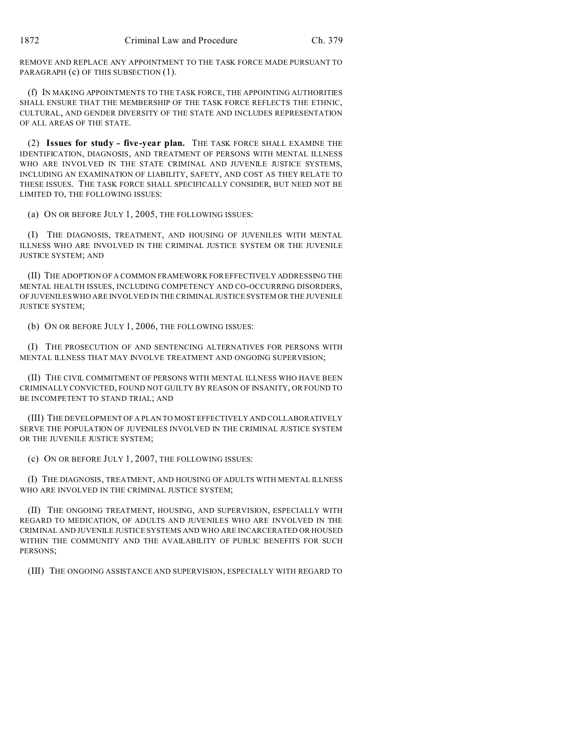REMOVE AND REPLACE ANY APPOINTMENT TO THE TASK FORCE MADE PURSUANT TO PARAGRAPH (c) OF THIS SUBSECTION (1).

(f) IN MAKING APPOINTMENTS TO THE TASK FORCE, THE APPOINTING AUTHORITIES SHALL ENSURE THAT THE MEMBERSHIP OF THE TASK FORCE REFLECTS THE ETHNIC, CULTURAL, AND GENDER DIVERSITY OF THE STATE AND INCLUDES REPRESENTATION OF ALL AREAS OF THE STATE.

(2) **Issues for study - five-year plan.** THE TASK FORCE SHALL EXAMINE THE IDENTIFICATION, DIAGNOSIS, AND TREATMENT OF PERSONS WITH MENTAL ILLNESS WHO ARE INVOLVED IN THE STATE CRIMINAL AND JUVENILE JUSTICE SYSTEMS, INCLUDING AN EXAMINATION OF LIABILITY, SAFETY, AND COST AS THEY RELATE TO THESE ISSUES. THE TASK FORCE SHALL SPECIFICALLY CONSIDER, BUT NEED NOT BE LIMITED TO, THE FOLLOWING ISSUES:

(a) ON OR BEFORE JULY 1, 2005, THE FOLLOWING ISSUES:

(I) THE DIAGNOSIS, TREATMENT, AND HOUSING OF JUVENILES WITH MENTAL ILLNESS WHO ARE INVOLVED IN THE CRIMINAL JUSTICE SYSTEM OR THE JUVENILE JUSTICE SYSTEM; AND

(II) THE ADOPTION OF A COMMON FRAMEWORK FOR EFFECTIVELY ADDRESSING THE MENTAL HEALTH ISSUES, INCLUDING COMPETENCY AND CO-OCCURRING DISORDERS, OF JUVENILES WHO ARE INVOLVED IN THE CRIMINAL JUSTICE SYSTEM OR THE JUVENILE JUSTICE SYSTEM;

(b) ON OR BEFORE JULY 1, 2006, THE FOLLOWING ISSUES:

(I) THE PROSECUTION OF AND SENTENCING ALTERNATIVES FOR PERSONS WITH MENTAL ILLNESS THAT MAY INVOLVE TREATMENT AND ONGOING SUPERVISION;

(II) THE CIVIL COMMITMENT OF PERSONS WITH MENTAL ILLNESS WHO HAVE BEEN CRIMINALLY CONVICTED, FOUND NOT GUILTY BY REASON OF INSANITY, OR FOUND TO BE INCOMPETENT TO STAND TRIAL; AND

(III) THE DEVELOPMENT OF A PLAN TO MOST EFFECTIVELY AND COLLABORATIVELY SERVE THE POPULATION OF JUVENILES INVOLVED IN THE CRIMINAL JUSTICE SYSTEM OR THE JUVENILE JUSTICE SYSTEM;

(c) ON OR BEFORE JULY 1, 2007, THE FOLLOWING ISSUES:

(I) THE DIAGNOSIS, TREATMENT, AND HOUSING OF ADULTS WITH MENTAL ILLNESS WHO ARE INVOLVED IN THE CRIMINAL JUSTICE SYSTEM;

(II) THE ONGOING TREATMENT, HOUSING, AND SUPERVISION, ESPECIALLY WITH REGARD TO MEDICATION, OF ADULTS AND JUVENILES WHO ARE INVOLVED IN THE CRIMINAL AND JUVENILE JUSTICE SYSTEMS AND WHO ARE INCARCERATED OR HOUSED WITHIN THE COMMUNITY AND THE AVAILABILITY OF PUBLIC BENEFITS FOR SUCH PERSONS;

(III) THE ONGOING ASSISTANCE AND SUPERVISION, ESPECIALLY WITH REGARD TO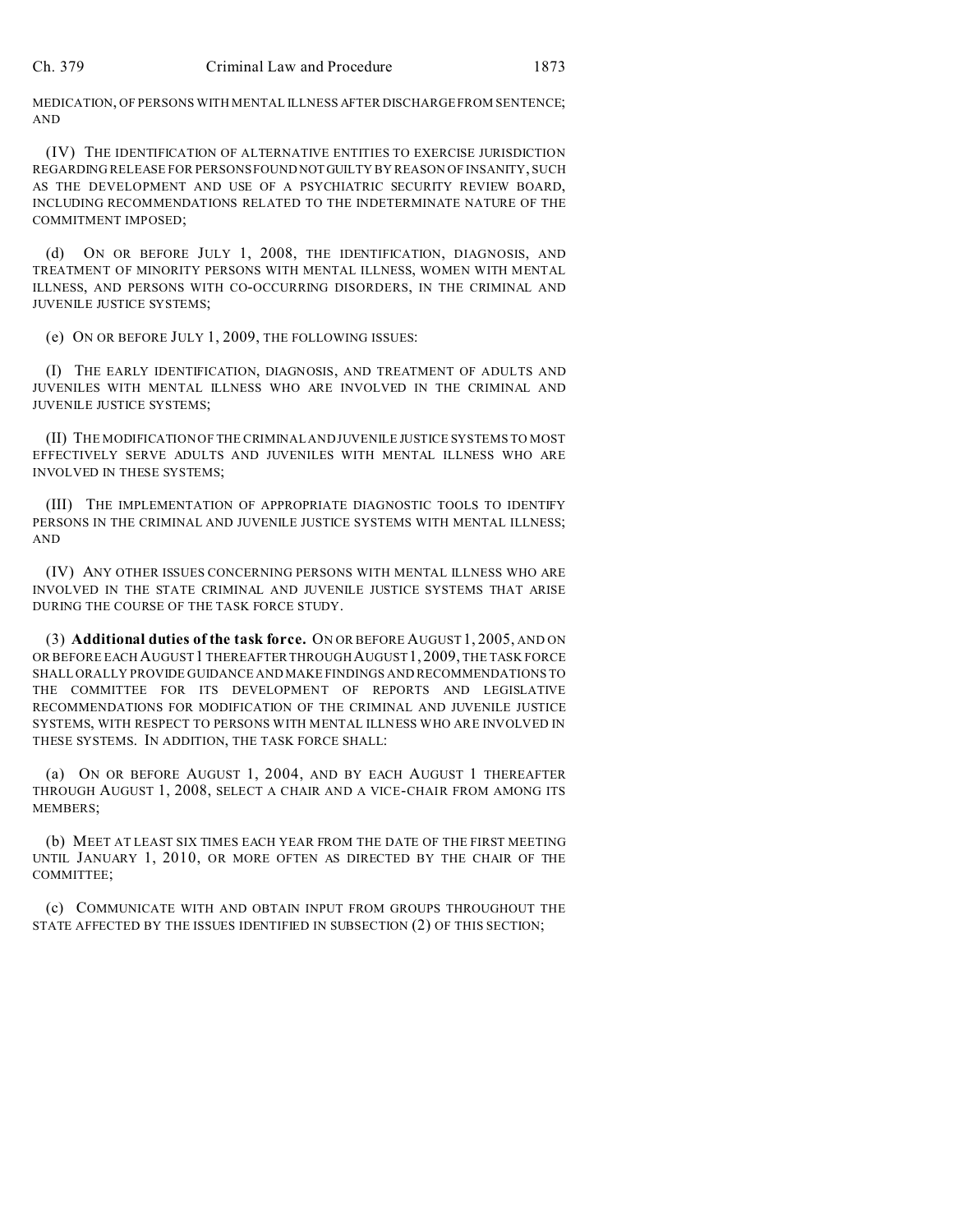MEDICATION, OF PERSONS WITH MENTAL ILLNESS AFTER DISCHARGE FROM SENTENCE; AND

(IV) THE IDENTIFICATION OF ALTERNATIVE ENTITIES TO EXERCISE JURISDICTION REGARDING RELEASE FOR PERSONS FOUND NOT GUILTY BY REASON OF INSANITY, SUCH AS THE DEVELOPMENT AND USE OF A PSYCHIATRIC SECURITY REVIEW BOARD, INCLUDING RECOMMENDATIONS RELATED TO THE INDETERMINATE NATURE OF THE COMMITMENT IMPOSED;

(d) ON OR BEFORE JULY 1, 2008, THE IDENTIFICATION, DIAGNOSIS, AND TREATMENT OF MINORITY PERSONS WITH MENTAL ILLNESS, WOMEN WITH MENTAL ILLNESS, AND PERSONS WITH CO-OCCURRING DISORDERS, IN THE CRIMINAL AND JUVENILE JUSTICE SYSTEMS;

(e) ON OR BEFORE JULY 1, 2009, THE FOLLOWING ISSUES:

(I) THE EARLY IDENTIFICATION, DIAGNOSIS, AND TREATMENT OF ADULTS AND JUVENILES WITH MENTAL ILLNESS WHO ARE INVOLVED IN THE CRIMINAL AND JUVENILE JUSTICE SYSTEMS;

(II) THE MODIFICATION OF THE CRIMINAL AND JUVENILE JUSTICE SYSTEMS TO MOST EFFECTIVELY SERVE ADULTS AND JUVENILES WITH MENTAL ILLNESS WHO ARE INVOLVED IN THESE SYSTEMS;

(III) THE IMPLEMENTATION OF APPROPRIATE DIAGNOSTIC TOOLS TO IDENTIFY PERSONS IN THE CRIMINAL AND JUVENILE JUSTICE SYSTEMS WITH MENTAL ILLNESS; AND

(IV) ANY OTHER ISSUES CONCERNING PERSONS WITH MENTAL ILLNESS WHO ARE INVOLVED IN THE STATE CRIMINAL AND JUVENILE JUSTICE SYSTEMS THAT ARISE DURING THE COURSE OF THE TASK FORCE STUDY.

(3) **Additional duties of the task force.** ON OR BEFORE AUGUST 1, 2005, AND ON OR BEFORE EACH AUGUST 1 THEREAFTER THROUGH AUGUST 1, 2009, THE TASK FORCE SHALL ORALLY PROVIDE GUIDANCE AND MAKE FINDINGS AND RECOMMENDATIONS TO THE COMMITTEE FOR ITS DEVELOPMENT OF REPORTS AND LEGISLATIVE RECOMMENDATIONS FOR MODIFICATION OF THE CRIMINAL AND JUVENILE JUSTICE SYSTEMS, WITH RESPECT TO PERSONS WITH MENTAL ILLNESS WHO ARE INVOLVED IN THESE SYSTEMS. IN ADDITION, THE TASK FORCE SHALL:

(a) ON OR BEFORE AUGUST 1, 2004, AND BY EACH AUGUST 1 THEREAFTER THROUGH AUGUST 1, 2008, SELECT A CHAIR AND A VICE-CHAIR FROM AMONG ITS MEMBERS;

(b) MEET AT LEAST SIX TIMES EACH YEAR FROM THE DATE OF THE FIRST MEETING UNTIL JANUARY 1, 2010, OR MORE OFTEN AS DIRECTED BY THE CHAIR OF THE COMMITTEE;

(c) COMMUNICATE WITH AND OBTAIN INPUT FROM GROUPS THROUGHOUT THE STATE AFFECTED BY THE ISSUES IDENTIFIED IN SUBSECTION (2) OF THIS SECTION;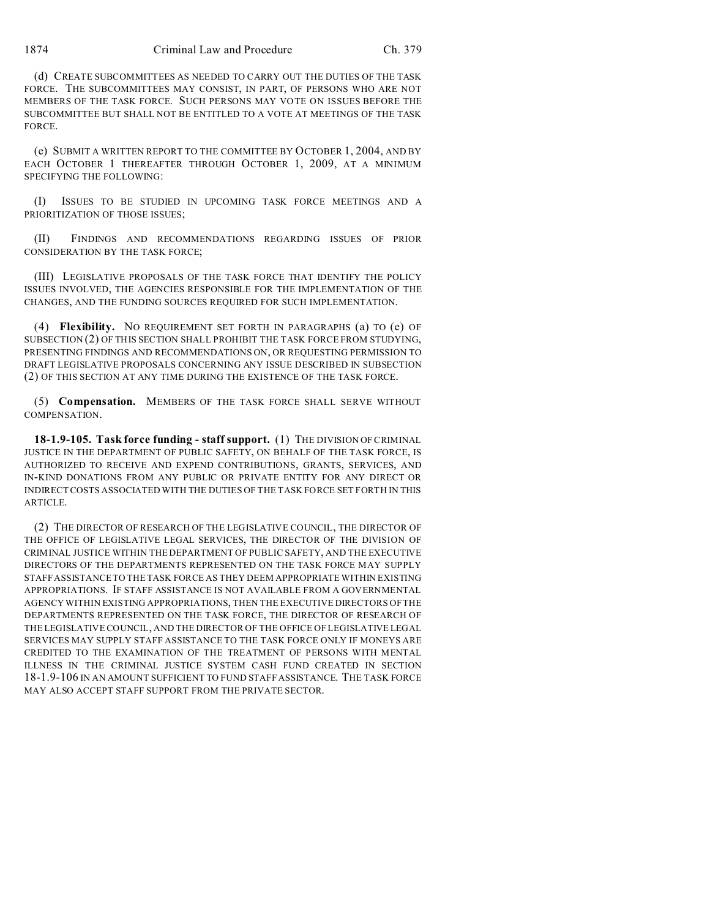(d) CREATE SUBCOMMITTEES AS NEEDED TO CARRY OUT THE DUTIES OF THE TASK FORCE. THE SUBCOMMITTEES MAY CONSIST, IN PART, OF PERSONS WHO ARE NOT MEMBERS OF THE TASK FORCE. SUCH PERSONS MAY VOTE ON ISSUES BEFORE THE SUBCOMMITTEE BUT SHALL NOT BE ENTITLED TO A VOTE AT MEETINGS OF THE TASK FORCE.

(e) SUBMIT A WRITTEN REPORT TO THE COMMITTEE BY OCTOBER 1, 2004, AND BY EACH OCTOBER 1 THEREAFTER THROUGH OCTOBER 1, 2009, AT A MINIMUM SPECIFYING THE FOLLOWING:

(I) ISSUES TO BE STUDIED IN UPCOMING TASK FORCE MEETINGS AND A PRIORITIZATION OF THOSE ISSUES;

(II) FINDINGS AND RECOMMENDATIONS REGARDING ISSUES OF PRIOR CONSIDERATION BY THE TASK FORCE;

(III) LEGISLATIVE PROPOSALS OF THE TASK FORCE THAT IDENTIFY THE POLICY ISSUES INVOLVED, THE AGENCIES RESPONSIBLE FOR THE IMPLEMENTATION OF THE CHANGES, AND THE FUNDING SOURCES REQUIRED FOR SUCH IMPLEMENTATION.

(4) **Flexibility.** NO REQUIREMENT SET FORTH IN PARAGRAPHS (a) TO (e) OF SUBSECTION (2) OF THIS SECTION SHALL PROHIBIT THE TASK FORCE FROM STUDYING, PRESENTING FINDINGS AND RECOMMENDATIONS ON, OR REQUESTING PERMISSION TO DRAFT LEGISLATIVE PROPOSALS CONCERNING ANY ISSUE DESCRIBED IN SUBSECTION (2) OF THIS SECTION AT ANY TIME DURING THE EXISTENCE OF THE TASK FORCE.

(5) **Compensation.** MEMBERS OF THE TASK FORCE SHALL SERVE WITHOUT COMPENSATION.

**18-1.9-105. Task force funding - staff support.** (1) THE DIVISION OF CRIMINAL JUSTICE IN THE DEPARTMENT OF PUBLIC SAFETY, ON BEHALF OF THE TASK FORCE, IS AUTHORIZED TO RECEIVE AND EXPEND CONTRIBUTIONS, GRANTS, SERVICES, AND IN-KIND DONATIONS FROM ANY PUBLIC OR PRIVATE ENTITY FOR ANY DIRECT OR INDIRECT COSTS ASSOCIATED WITH THE DUTIES OF THE TASK FORCE SET FORTH IN THIS ARTICLE.

(2) THE DIRECTOR OF RESEARCH OF THE LEGISLATIVE COUNCIL, THE DIRECTOR OF THE OFFICE OF LEGISLATIVE LEGAL SERVICES, THE DIRECTOR OF THE DIVISION OF CRIMINAL JUSTICE WITHIN THE DEPARTMENT OF PUBLIC SAFETY, AND THE EXECUTIVE DIRECTORS OF THE DEPARTMENTS REPRESENTED ON THE TASK FORCE MAY SUPPLY STAFF ASSISTANCE TO THE TASK FORCE AS THEY DEEM APPROPRIATE WITHIN EXISTING APPROPRIATIONS. IF STAFF ASSISTANCE IS NOT AVAILABLE FROM A GOVERNMENTAL AGENCY WITHIN EXISTING APPROPRIATIONS, THEN THE EXECUTIVE DIRECTORS OF THE DEPARTMENTS REPRESENTED ON THE TASK FORCE, THE DIRECTOR OF RESEARCH OF THE LEGISLATIVE COUNCIL, AND THE DIRECTOR OF THE OFFICE OF LEGISLATIVE LEGAL SERVICES MAY SUPPLY STAFF ASSISTANCE TO THE TASK FORCE ONLY IF MONEYS ARE CREDITED TO THE EXAMINATION OF THE TREATMENT OF PERSONS WITH MENTAL ILLNESS IN THE CRIMINAL JUSTICE SYSTEM CASH FUND CREATED IN SECTION 18-1.9-106 IN AN AMOUNT SUFFICIENT TO FUND STAFF ASSISTANCE. THE TASK FORCE MAY ALSO ACCEPT STAFF SUPPORT FROM THE PRIVATE SECTOR.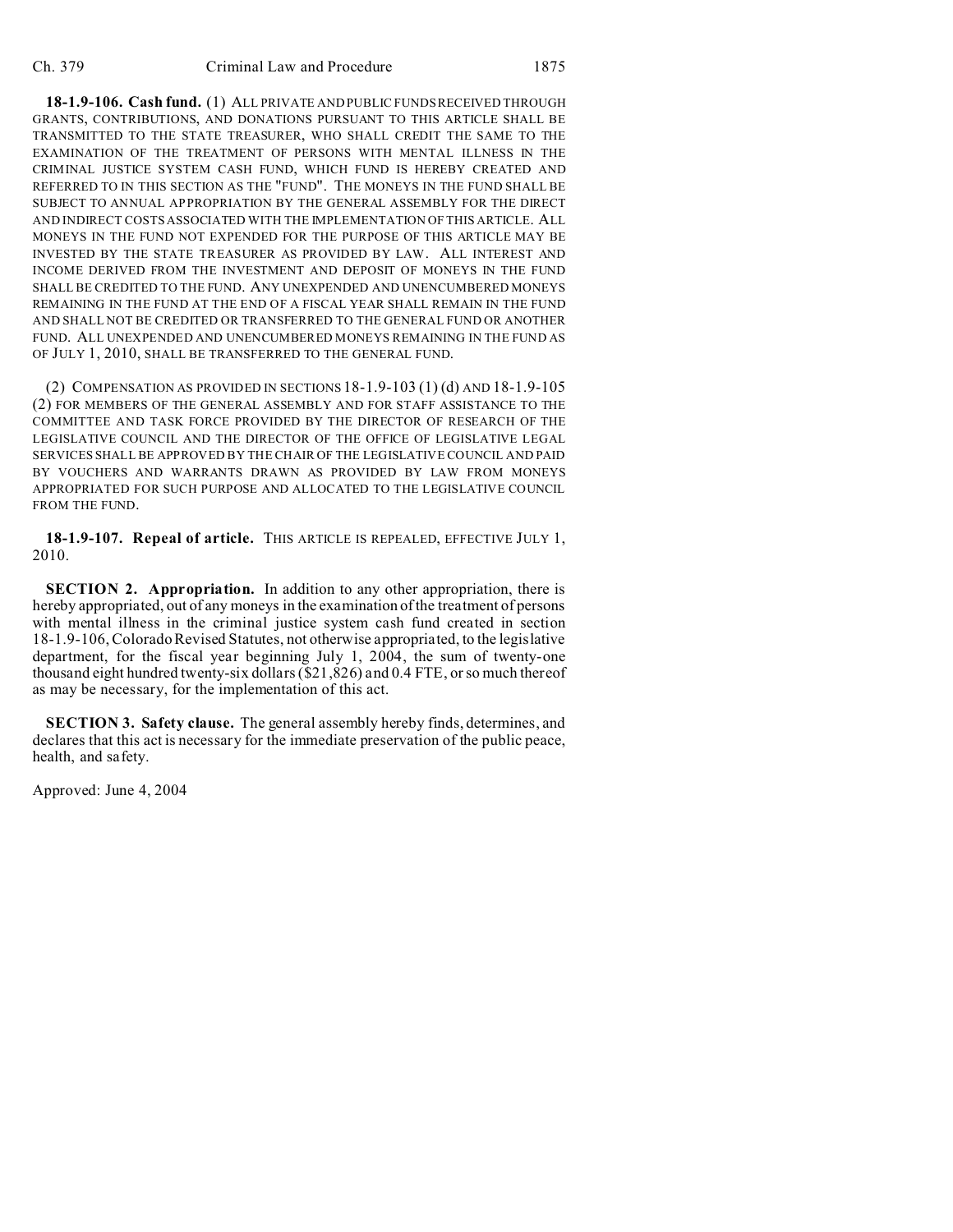**18-1.9-106. Cash fund.** (1) ALL PRIVATE AND PUBLIC FUNDS RECEIVED THROUGH GRANTS, CONTRIBUTIONS, AND DONATIONS PURSUANT TO THIS ARTICLE SHALL BE TRANSMITTED TO THE STATE TREASURER, WHO SHALL CREDIT THE SAME TO THE EXAMINATION OF THE TREATMENT OF PERSONS WITH MENTAL ILLNESS IN THE CRIMINAL JUSTICE SYSTEM CASH FUND, WHICH FUND IS HEREBY CREATED AND REFERRED TO IN THIS SECTION AS THE "FUND". THE MONEYS IN THE FUND SHALL BE SUBJECT TO ANNUAL APPROPRIATION BY THE GENERAL ASSEMBLY FOR THE DIRECT AND INDIRECT COSTS ASSOCIATED WITH THE IMPLEMENTATION OF THIS ARTICLE. ALL MONEYS IN THE FUND NOT EXPENDED FOR THE PURPOSE OF THIS ARTICLE MAY BE INVESTED BY THE STATE TREASURER AS PROVIDED BY LAW. ALL INTEREST AND INCOME DERIVED FROM THE INVESTMENT AND DEPOSIT OF MONEYS IN THE FUND SHALL BE CREDITED TO THE FUND. ANY UNEXPENDED AND UNENCUMBERED MONEYS REMAINING IN THE FUND AT THE END OF A FISCAL YEAR SHALL REMAIN IN THE FUND AND SHALL NOT BE CREDITED OR TRANSFERRED TO THE GENERAL FUND OR ANOTHER FUND. ALL UNEXPENDED AND UNENCUMBERED MONEYS REMAINING IN THE FUND AS OF JULY 1, 2010, SHALL BE TRANSFERRED TO THE GENERAL FUND.

(2) COMPENSATION AS PROVIDED IN SECTIONS 18-1.9-103 (1) (d) AND 18-1.9-105 (2) FOR MEMBERS OF THE GENERAL ASSEMBLY AND FOR STAFF ASSISTANCE TO THE COMMITTEE AND TASK FORCE PROVIDED BY THE DIRECTOR OF RESEARCH OF THE LEGISLATIVE COUNCIL AND THE DIRECTOR OF THE OFFICE OF LEGISLATIVE LEGAL SERVICES SHALL BE APPROVED BY THE CHAIR OF THE LEGISLATIVE COUNCIL AND PAID BY VOUCHERS AND WARRANTS DRAWN AS PROVIDED BY LAW FROM MONEYS APPROPRIATED FOR SUCH PURPOSE AND ALLOCATED TO THE LEGISLATIVE COUNCIL FROM THE FUND.

**18-1.9-107. Repeal of article.** THIS ARTICLE IS REPEALED, EFFECTIVE JULY 1, 2010.

**SECTION 2. Appropriation.** In addition to any other appropriation, there is hereby appropriated, out of any moneys in the examination of the treatment of persons with mental illness in the criminal justice system cash fund created in section 18-1.9-106, Colorado Revised Statutes, not otherwise appropriated, to the legislative department, for the fiscal year beginning July 1, 2004, the sum of twenty-one thousand eight hundred twenty-six dollars ($21,826) and 0.4 FTE, or so much thereof as may be necessary, for the implementation of this act.

**SECTION 3. Safety clause.** The general assembly hereby finds, determines, and declares that this act is necessary for the immediate preservation of the public peace, health, and safety.

Approved: June 4, 2004